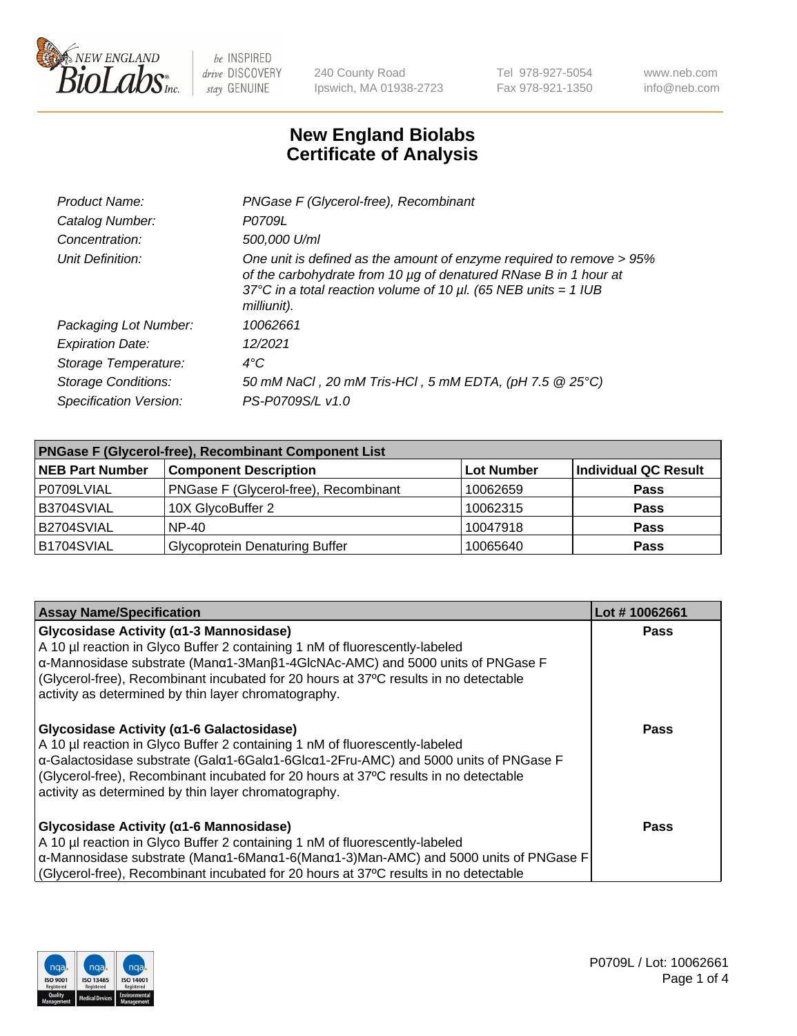240 County Road
Ipswich, MA 01938-2723

Tel 978-927-5054
Fax 978-921-1350

www.neb.com
info@neb.com

# New England Biolabs
# Certificate of Analysis

| | |
|---|---|
| *Product Name:* | *PNGase F (Glycerol-free), Recombinant* |
| *Catalog Number:* | *P0709L* |
| *Concentration:* | *500,000 U/ml* |
| *Unit Definition:* | *One unit is defined as the amount of enzyme required to remove > 95% of the carbohydrate from 10 µg of denatured RNase B in 1 hour at 37°C in a total reaction volume of 10 µl. (65 NEB units = 1 IUB milliunit).* |
| *Packaging Lot Number:* | *10062661* |
| *Expiration Date:* | *12/2021* |
| *Storage Temperature:* | *4°C* |
| *Storage Conditions:* | *50 mM NaCl , 20 mM Tris-HCl , 5 mM EDTA, (pH 7.5 @ 25°C)* |
| *Specification Version:* | *PS-P0709S/L v1.0* |

| **PNGase F (Glycerol-free), Recombinant Component List** | | | |
|---|---|---|---|
| **NEB Part Number** | **Component Description** | **Lot Number** | **Individual QC Result** |
| P0709LVIAL | PNGase F (Glycerol-free), Recombinant | 10062659 | **Pass** |
| B3704SVIAL | 10X GlycoBuffer 2 | 10062315 | **Pass** |
| B2704SVIAL | NP-40 | 10047918 | **Pass** |
| B1704SVIAL | Glycoprotein Denaturing Buffer | 10065640 | **Pass** |

| **Assay Name/Specification** | **Lot # 10062661** |
|---|---|
| **Glycosidase Activity (α1-3 Mannosidase)** A 10 µl reaction in Glyco Buffer 2 containing 1 nM of fluorescently-labeled α-Mannosidase substrate (Manα1-3Manβ1-4GlcNAc-AMC) and 5000 units of PNGase F (Glycerol-free), Recombinant incubated for 20 hours at 37ºC results in no detectable activity as determined by thin layer chromatography. | **Pass** |
| **Glycosidase Activity (α1-6 Galactosidase)** A 10 µl reaction in Glyco Buffer 2 containing 1 nM of fluorescently-labeled α-Galactosidase substrate (Galα1-6Galα1-6Glcα1-2Fru-AMC) and 5000 units of PNGase F (Glycerol-free), Recombinant incubated for 20 hours at 37ºC results in no detectable activity as determined by thin layer chromatography. | **Pass** |
| **Glycosidase Activity (α1-6 Mannosidase)** A 10 µl reaction in Glyco Buffer 2 containing 1 nM of fluorescently-labeled α-Mannosidase substrate (Manα1-6Manα1-6(Manα1-3)Man-AMC) and 5000 units of PNGase F (Glycerol-free), Recombinant incubated for 20 hours at 37ºC results in no detectable | **Pass** |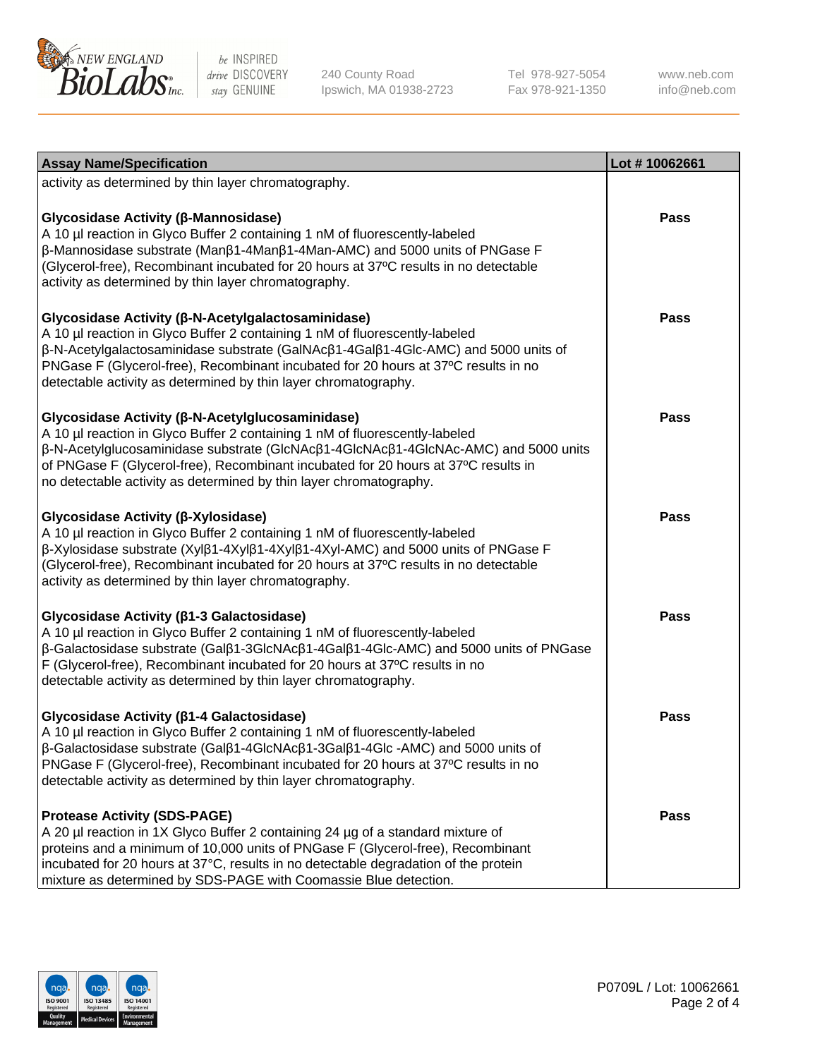| Assay Name/Specification | Lot # 10062661 |
|---|---|
| activity as determined by thin layer chromatography. | |
| **Glycosidase Activity (β-Mannosidase)**<br>A 10 µl reaction in Glyco Buffer 2 containing 1 nM of fluorescently-labeled β-Mannosidase substrate (Manβ1-4Manβ1-4Man-AMC) and 5000 units of PNGase F (Glycerol-free), Recombinant incubated for 20 hours at 37ºC results in no detectable activity as determined by thin layer chromatography. | Pass |
| **Glycosidase Activity (β-N-Acetylgalactosaminidase)**<br>A 10 µl reaction in Glyco Buffer 2 containing 1 nM of fluorescently-labeled β-N-Acetylgalactosaminidase substrate (GalNAcβ1-4Galβ1-4Glc-AMC) and 5000 units of PNGase F (Glycerol-free), Recombinant incubated for 20 hours at 37ºC results in no detectable activity as determined by thin layer chromatography. | Pass |
| **Glycosidase Activity (β-N-Acetylglucosaminidase)**<br>A 10 µl reaction in Glyco Buffer 2 containing 1 nM of fluorescently-labeled β-N-Acetylglucosaminidase substrate (GlcNAcβ1-4GlcNAcβ1-4GlcNAc-AMC) and 5000 units of PNGase F (Glycerol-free), Recombinant incubated for 20 hours at 37ºC results in no detectable activity as determined by thin layer chromatography. | Pass |
| **Glycosidase Activity (β-Xylosidase)**<br>A 10 µl reaction in Glyco Buffer 2 containing 1 nM of fluorescently-labeled β-Xylosidase substrate (Xylβ1-4Xylβ1-4Xylβ1-4Xyl-AMC) and 5000 units of PNGase F (Glycerol-free), Recombinant incubated for 20 hours at 37ºC results in no detectable activity as determined by thin layer chromatography. | Pass |
| **Glycosidase Activity (β1-3 Galactosidase)**<br>A 10 µl reaction in Glyco Buffer 2 containing 1 nM of fluorescently-labeled β-Galactosidase substrate (Galβ1-3GlcNAcβ1-4Galβ1-4Glc-AMC) and 5000 units of PNGase F (Glycerol-free), Recombinant incubated for 20 hours at 37ºC results in no detectable activity as determined by thin layer chromatography. | Pass |
| **Glycosidase Activity (β1-4 Galactosidase)**<br>A 10 µl reaction in Glyco Buffer 2 containing 1 nM of fluorescently-labeled β-Galactosidase substrate (Galβ1-4GlcNAcβ1-3Galβ1-4Glc -AMC) and 5000 units of PNGase F (Glycerol-free), Recombinant incubated for 20 hours at 37ºC results in no detectable activity as determined by thin layer chromatography. | Pass |
| **Protease Activity (SDS-PAGE)**<br>A 20 µl reaction in 1X Glyco Buffer 2 containing 24 µg of a standard mixture of proteins and a minimum of 10,000 units of PNGase F (Glycerol-free), Recombinant incubated for 20 hours at 37°C, results in no detectable degradation of the protein mixture as determined by SDS-PAGE with Coomassie Blue detection. | Pass |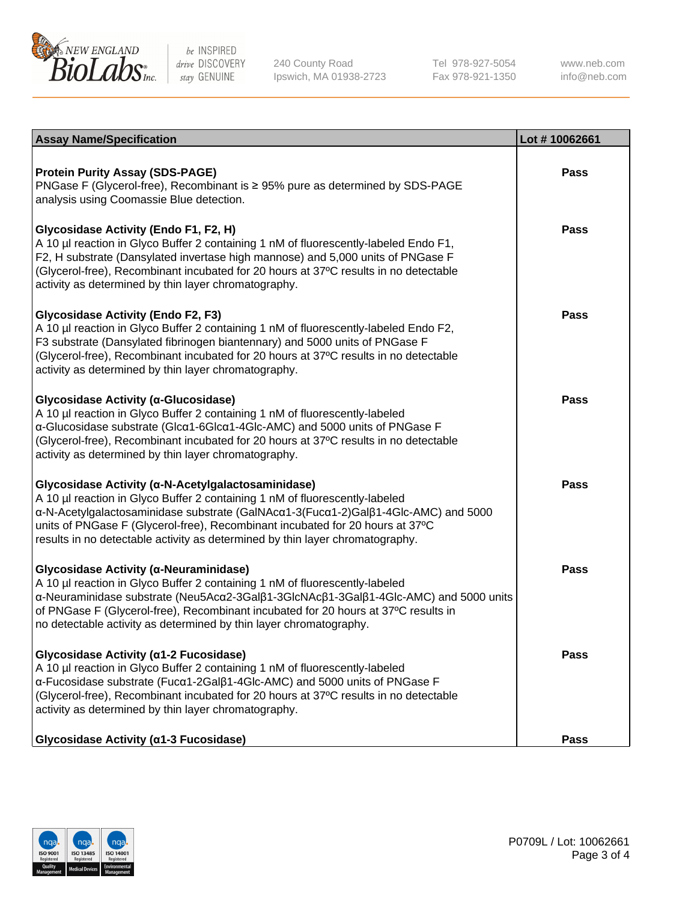| Assay Name/Specification | Lot # 10062661 |
|---|---|
| **Protein Purity Assay (SDS-PAGE)**<br>PNGase F (Glycerol-free), Recombinant is ≥ 95% pure as determined by SDS-PAGE analysis using Coomassie Blue detection. | **Pass** |
| **Glycosidase Activity (Endo F1, F2, H)**<br>A 10 µl reaction in Glyco Buffer 2 containing 1 nM of fluorescently-labeled Endo F1, F2, H substrate (Dansylated invertase high mannose) and 5,000 units of PNGase F (Glycerol-free), Recombinant incubated for 20 hours at 37ºC results in no detectable activity as determined by thin layer chromatography. | **Pass** |
| **Glycosidase Activity (Endo F2, F3)**<br>A 10 µl reaction in Glyco Buffer 2 containing 1 nM of fluorescently-labeled Endo F2, F3 substrate (Dansylated fibrinogen biantennary) and 5000 units of PNGase F (Glycerol-free), Recombinant incubated for 20 hours at 37ºC results in no detectable activity as determined by thin layer chromatography. | **Pass** |
| **Glycosidase Activity (α-Glucosidase)**<br>A 10 µl reaction in Glyco Buffer 2 containing 1 nM of fluorescently-labeled α-Glucosidase substrate (Glcα1-6Glcα1-4Glc-AMC) and 5000 units of PNGase F (Glycerol-free), Recombinant incubated for 20 hours at 37ºC results in no detectable activity as determined by thin layer chromatography. | **Pass** |
| **Glycosidase Activity (α-N-Acetylgalactosaminidase)**<br>A 10 µl reaction in Glyco Buffer 2 containing 1 nM of fluorescently-labeled α-N-Acetylgalactosaminidase substrate (GalNAcα1-3(Fucα1-2)Galβ1-4Glc-AMC) and 5000 units of PNGase F (Glycerol-free), Recombinant incubated for 20 hours at 37ºC results in no detectable activity as determined by thin layer chromatography. | **Pass** |
| **Glycosidase Activity (α-Neuraminidase)**<br>A 10 µl reaction in Glyco Buffer 2 containing 1 nM of fluorescently-labeled α-Neuraminidase substrate (Neu5Acα2-3Galβ1-3GlcNAcβ1-3Galβ1-4Glc-AMC) and 5000 units of PNGase F (Glycerol-free), Recombinant incubated for 20 hours at 37ºC results in no detectable activity as determined by thin layer chromatography. | **Pass** |
| **Glycosidase Activity (α1-2 Fucosidase)**<br>A 10 µl reaction in Glyco Buffer 2 containing 1 nM of fluorescently-labeled α-Fucosidase substrate (Fucα1-2Galβ1-4Glc-AMC) and 5000 units of PNGase F (Glycerol-free), Recombinant incubated for 20 hours at 37ºC results in no detectable activity as determined by thin layer chromatography. | **Pass** |
| **Glycosidase Activity (α1-3 Fucosidase)** | **Pass** |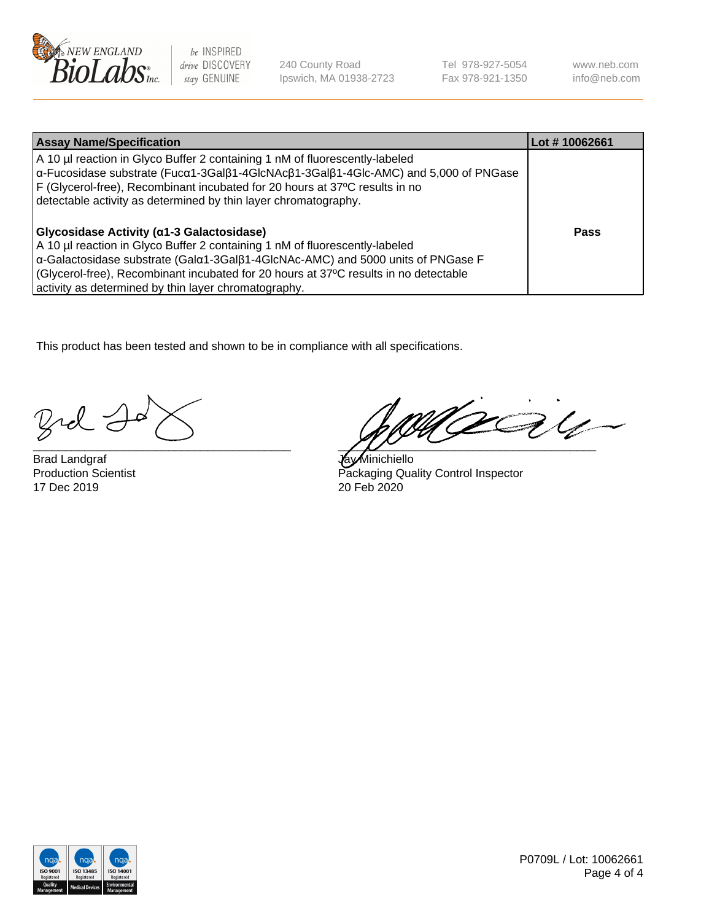| Assay Name/Specification | Lot # 10062661 |
| --- | --- |
| A 10 µl reaction in Glyco Buffer 2 containing 1 nM of fluorescently-labeled α-Fucosidase substrate (Fucα1-3Galβ1-4GlcNAcβ1-3Galβ1-4Glc-AMC) and 5,000 of PNGase F (Glycerol-free), Recombinant incubated for 20 hours at 37ºC results in no detectable activity as determined by thin layer chromatography. | |
| **Glycosidase Activity (α1-3 Galactosidase)**<br>A 10 µl reaction in Glyco Buffer 2 containing 1 nM of fluorescently-labeled α-Galactosidase substrate (Galα1-3Galβ1-4GlcNAc-AMC) and 5000 units of PNGase F (Glycerol-free), Recombinant incubated for 20 hours at 37ºC results in no detectable activity as determined by thin layer chromatography. | **Pass** |

This product has been tested and shown to be in compliance with all specifications.

Brad Landgraf
Production Scientist
17 Dec 2019

Jay Minichiello
Packaging Quality Control Inspector
20 Feb 2020

P0709L / Lot: 10062661